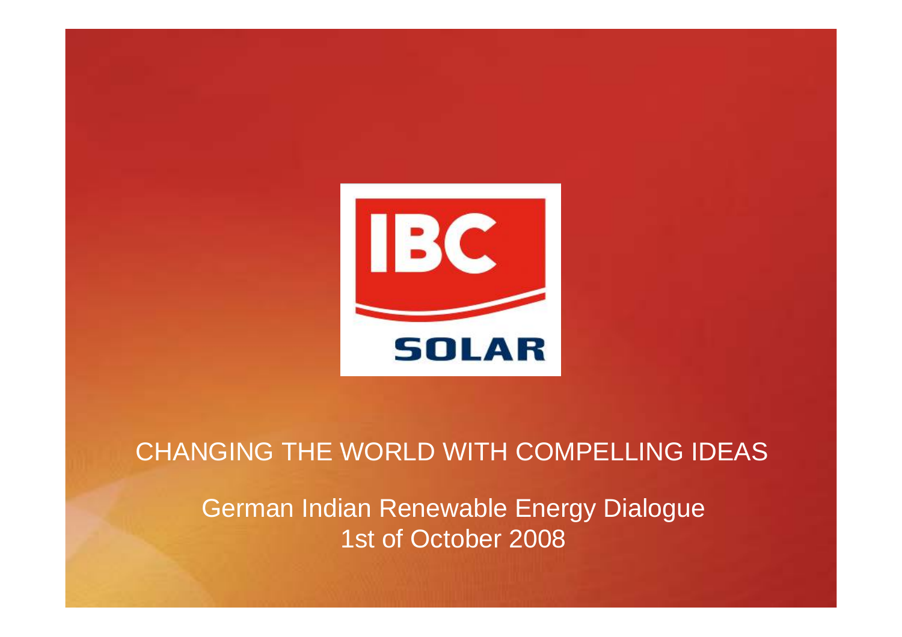IBC SOLAR

# CHANGING THE WORLD WITH COMPELLING IDEAS

German Indian Renewable Energy Dialogue
1st of October 2008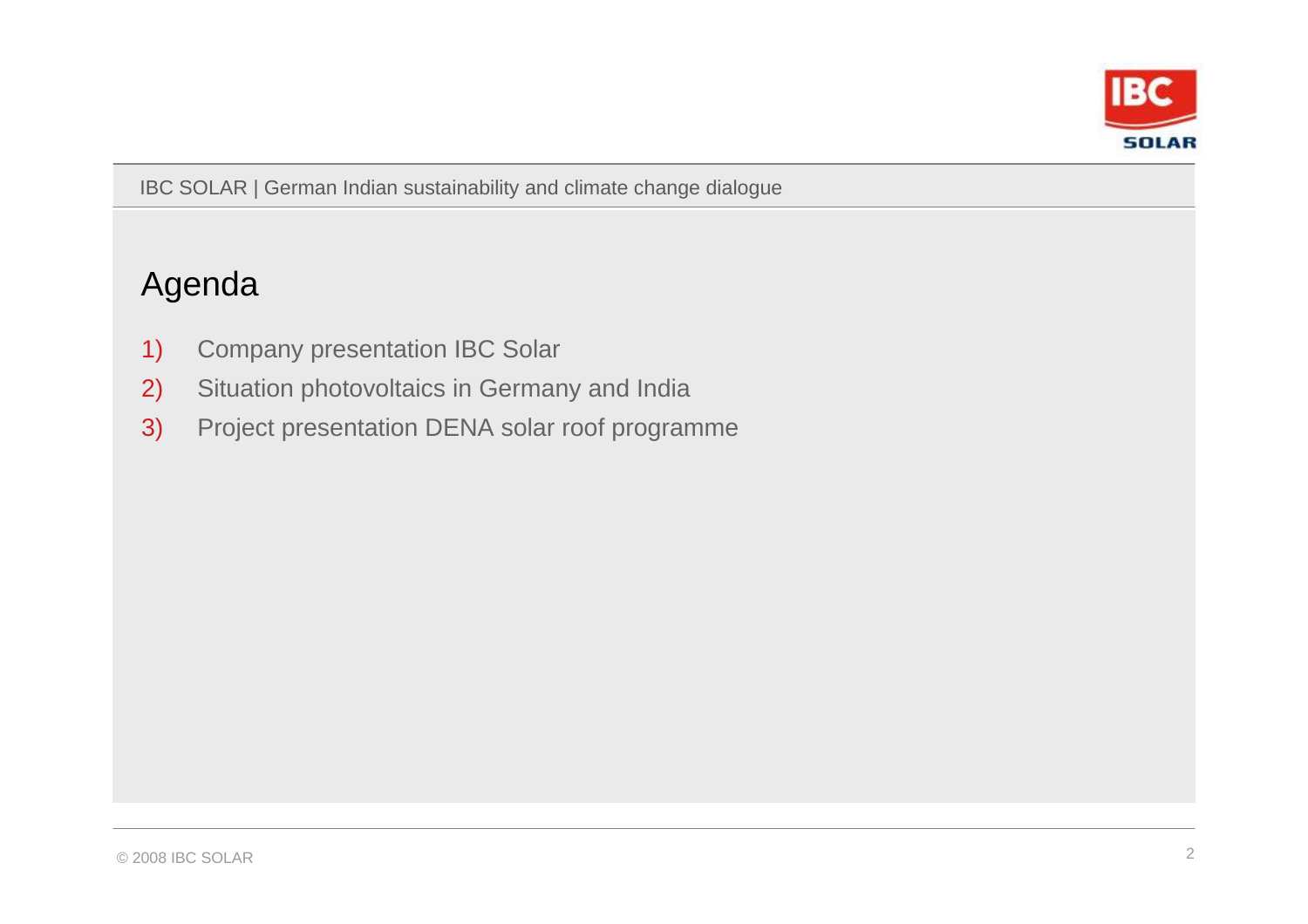# Agenda

1) Company presentation IBC Solar
2) Situation photovoltaics in Germany and India
3) Project presentation DENA solar roof programme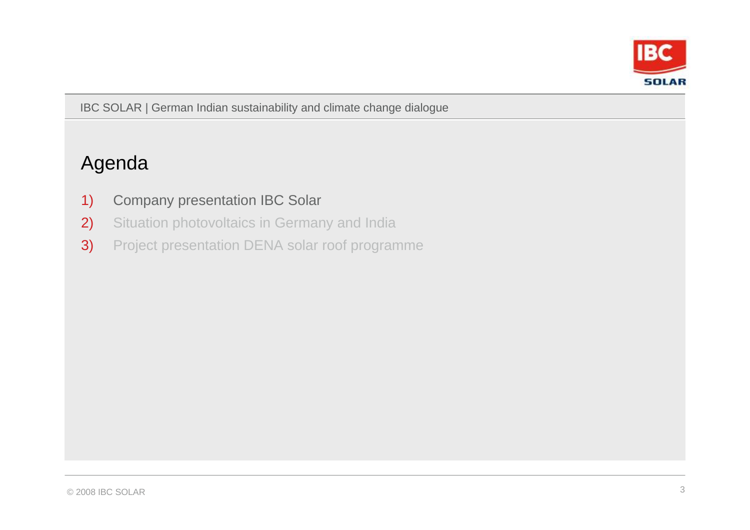# Agenda

1) Company presentation IBC Solar
2) Situation photovoltaics in Germany and India
3) Project presentation DENA solar roof programme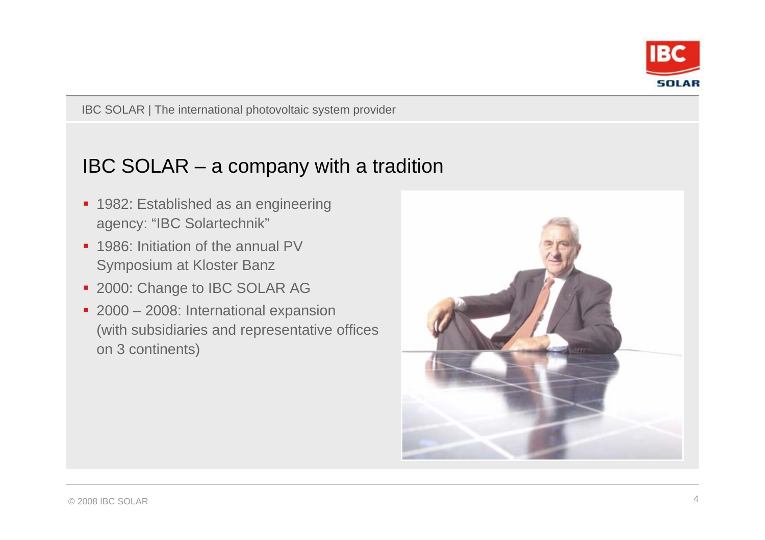# IBC SOLAR – a company with a tradition

- 1982: Established as an engineering agency: “IBC Solartechnik”
- 1986: Initiation of the annual PV Symposium at Kloster Banz
- 2000: Change to IBC SOLAR AG
- 2000 – 2008: International expansion (with subsidiaries and representative offices on 3 continents)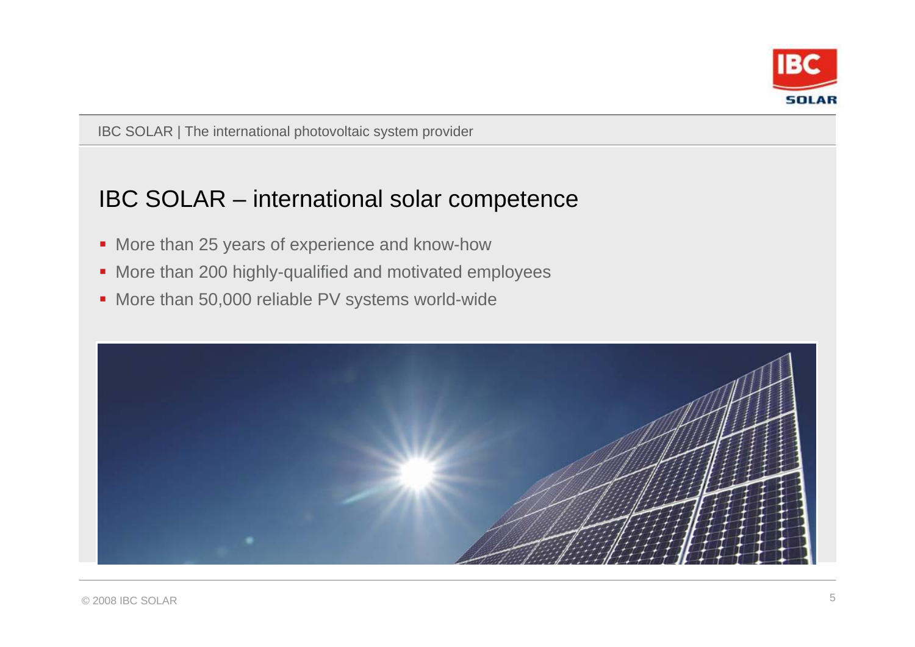## IBC SOLAR – international solar competence

- More than 25 years of experience and know-how
- More than 200 highly-qualified and motivated employees
- More than 50,000 reliable PV systems world-wide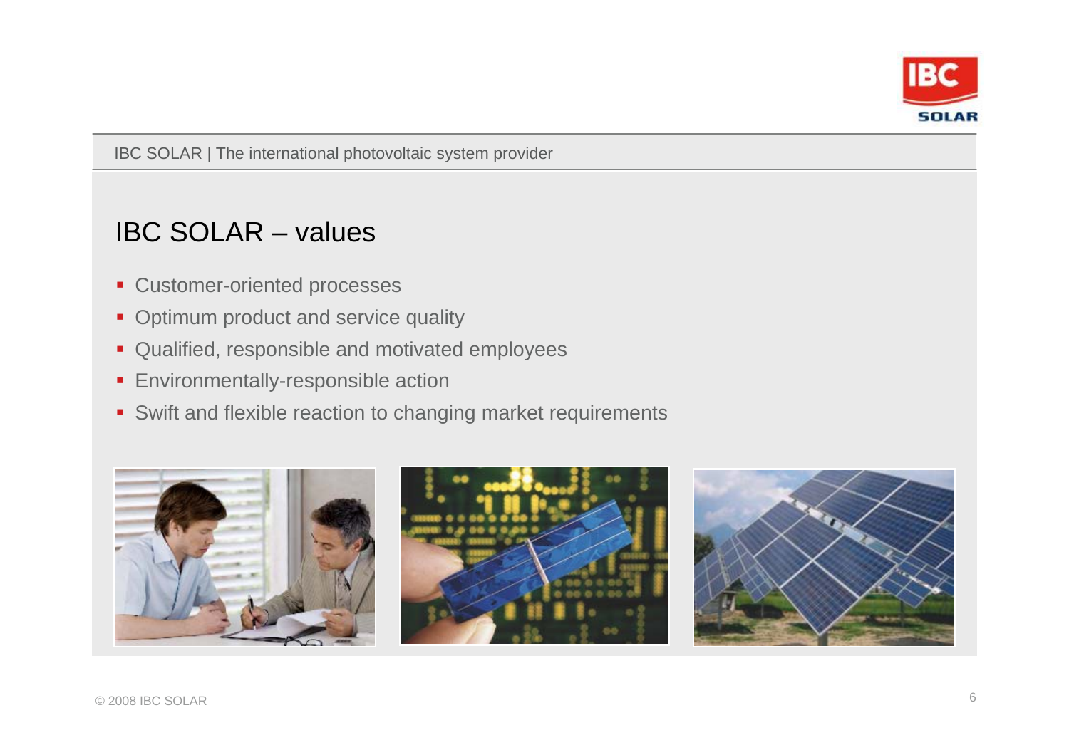# IBC SOLAR – values

- Customer-oriented processes
- Optimum product and service quality
- Qualified, responsible and motivated employees
- Environmentally-responsible action
- Swift and flexible reaction to changing market requirements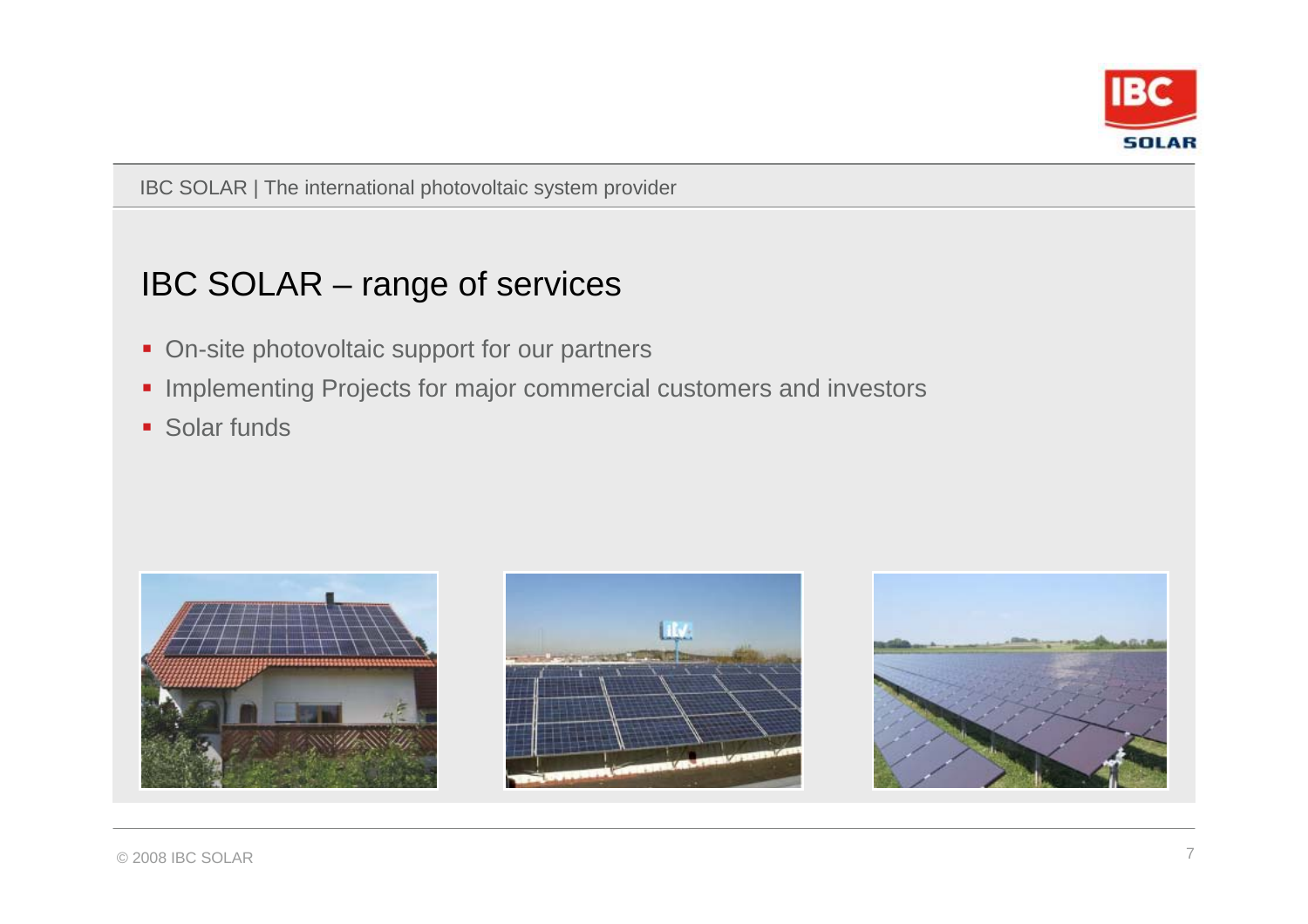# IBC SOLAR – range of services

- On-site photovoltaic support for our partners
- Implementing Projects for major commercial customers and investors
- Solar funds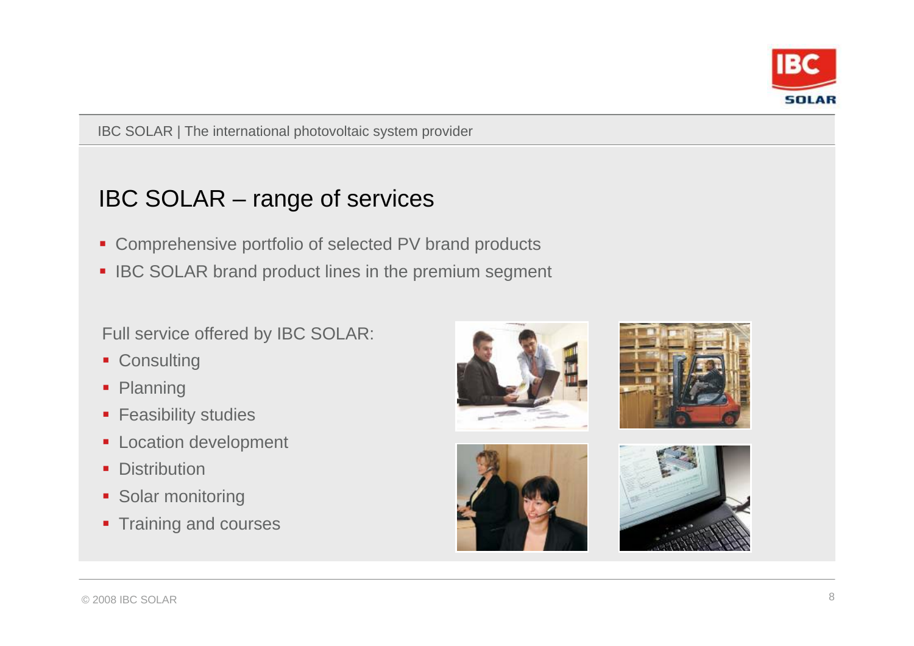## IBC SOLAR – range of services

- Comprehensive portfolio of selected PV brand products
- IBC SOLAR brand product lines in the premium segment

Full service offered by IBC SOLAR:

- Consulting
- Planning
- Feasibility studies
- Location development
- Distribution
- Solar monitoring
- Training and courses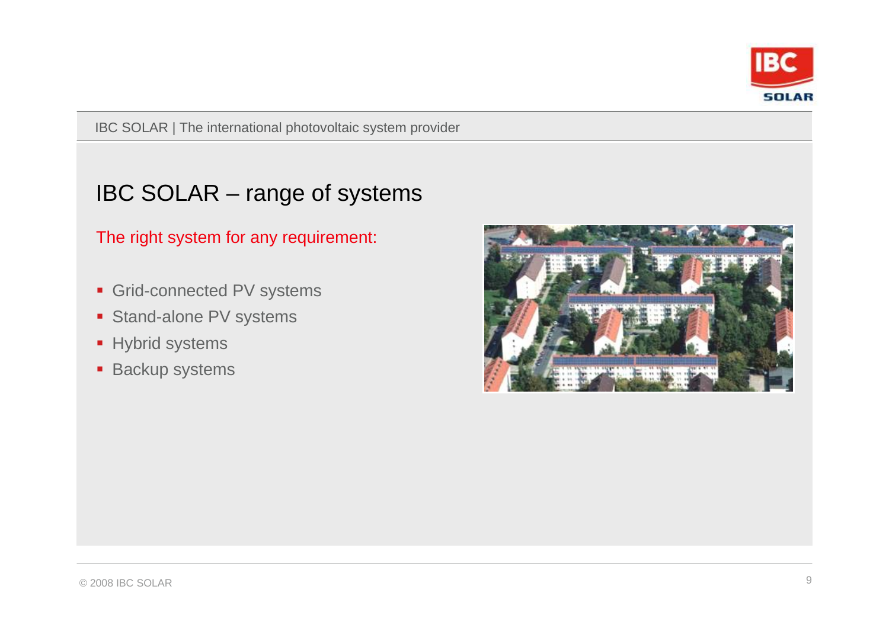# IBC SOLAR – range of systems

The right system for any requirement:

- Grid-connected PV systems
- Stand-alone PV systems
- Hybrid systems
- Backup systems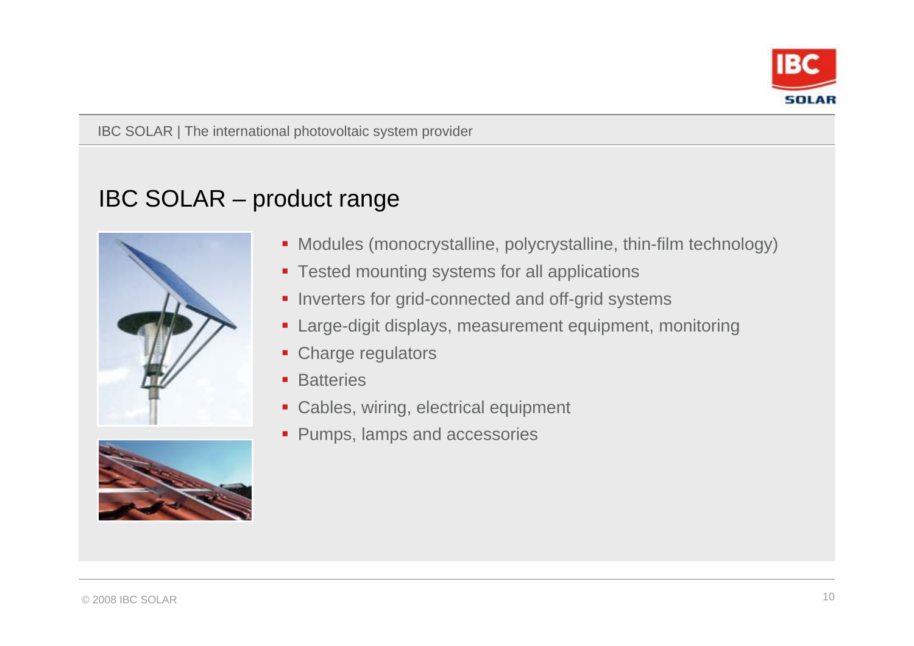# IBC SOLAR – product range

- Modules (monocrystalline, polycrystalline, thin-film technology)
- Tested mounting systems for all applications
- Inverters for grid-connected and off-grid systems
- Large-digit displays, measurement equipment, monitoring
- Charge regulators
- Batteries
- Cables, wiring, electrical equipment
- Pumps, lamps and accessories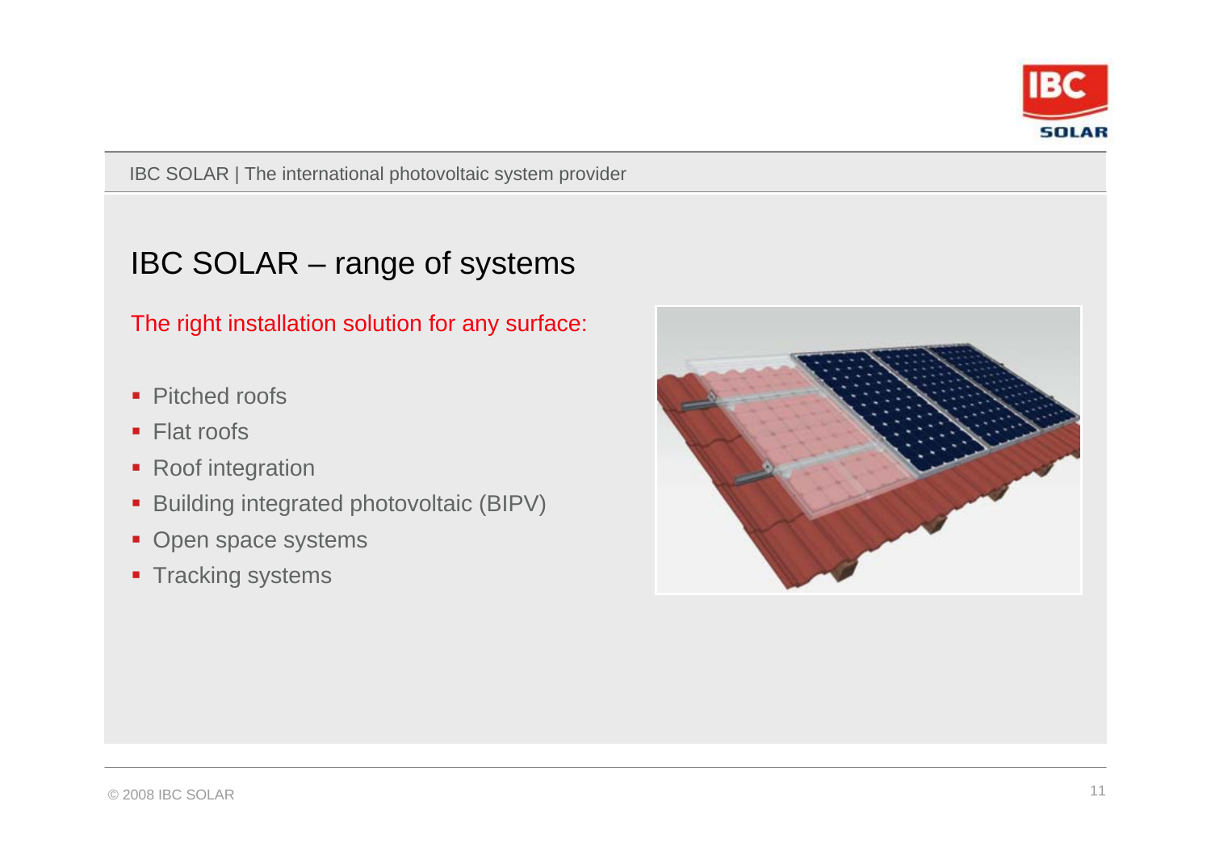# IBC SOLAR – range of systems

The right installation solution for any surface:

- Pitched roofs
- Flat roofs
- Roof integration
- Building integrated photovoltaic (BIPV)
- Open space systems
- Tracking systems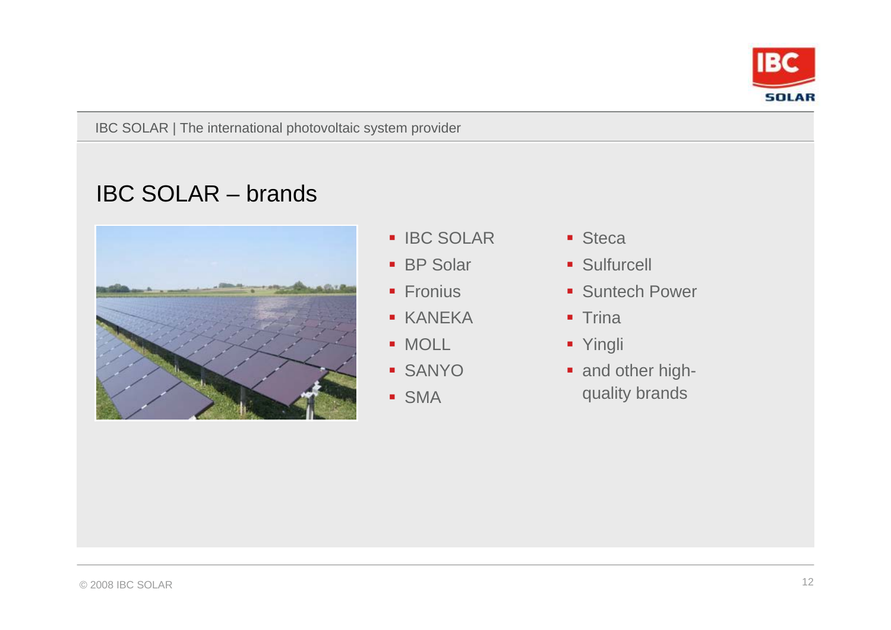## IBC SOLAR – brands

- IBC SOLAR
- BP Solar
- Fronius
- KANEKA
- MOLL
- SANYO
- SMA
- Steca
- Sulfurcell
- Suntech Power
- Trina
- Yingli
- and other high-quality brands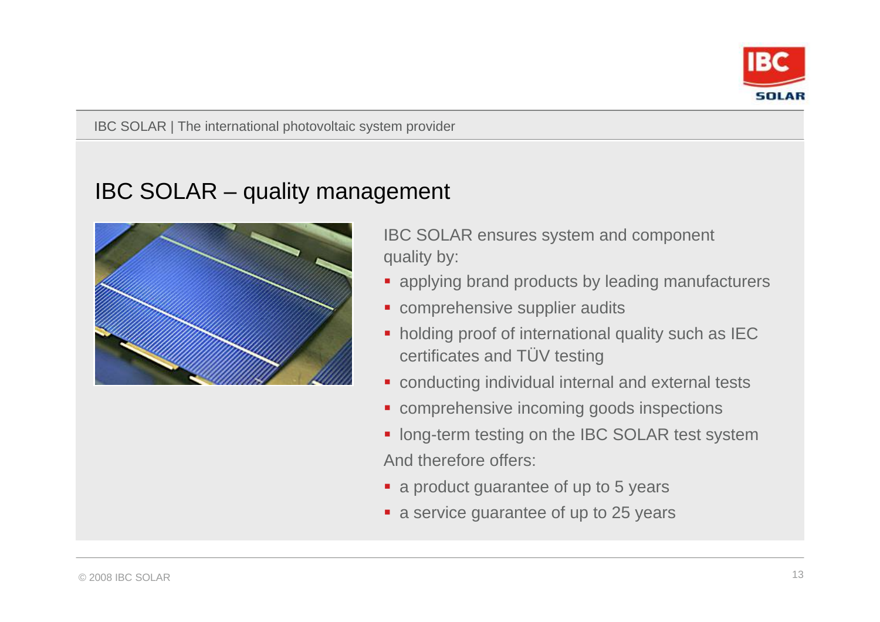# IBC SOLAR – quality management

IBC SOLAR ensures system and component quality by:

- applying brand products by leading manufacturers
- comprehensive supplier audits
- holding proof of international quality such as IEC certificates and TÜV testing
- conducting individual internal and external tests
- comprehensive incoming goods inspections
- long-term testing on the IBC SOLAR test system

And therefore offers:

- a product guarantee of up to 5 years
- a service guarantee of up to 25 years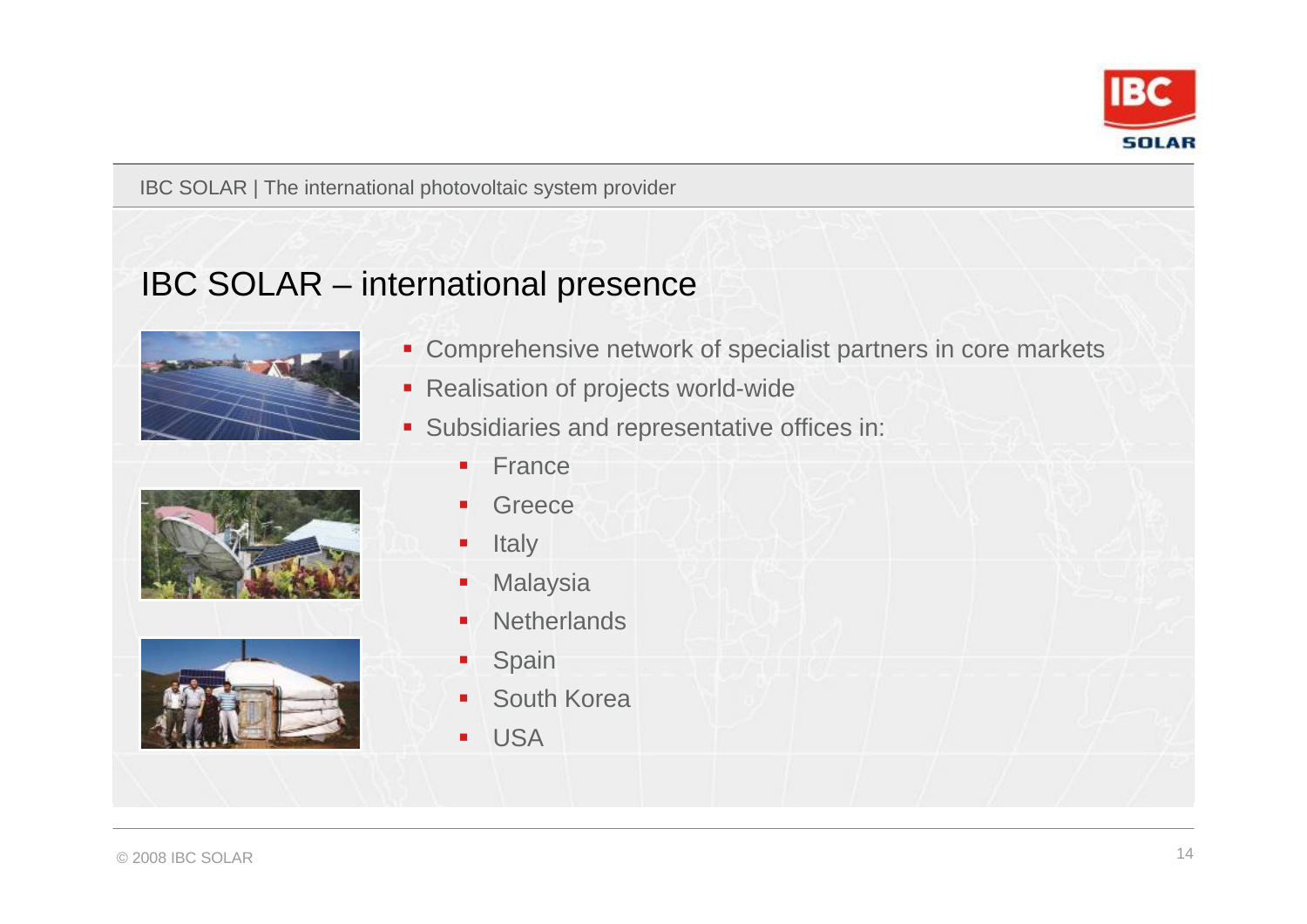# IBC SOLAR – international presence

- Comprehensive network of specialist partners in core markets
- Realisation of projects world-wide
- Subsidiaries and representative offices in:
  - France
  - Greece
  - Italy
  - Malaysia
  - Netherlands
  - Spain
  - South Korea
  - USA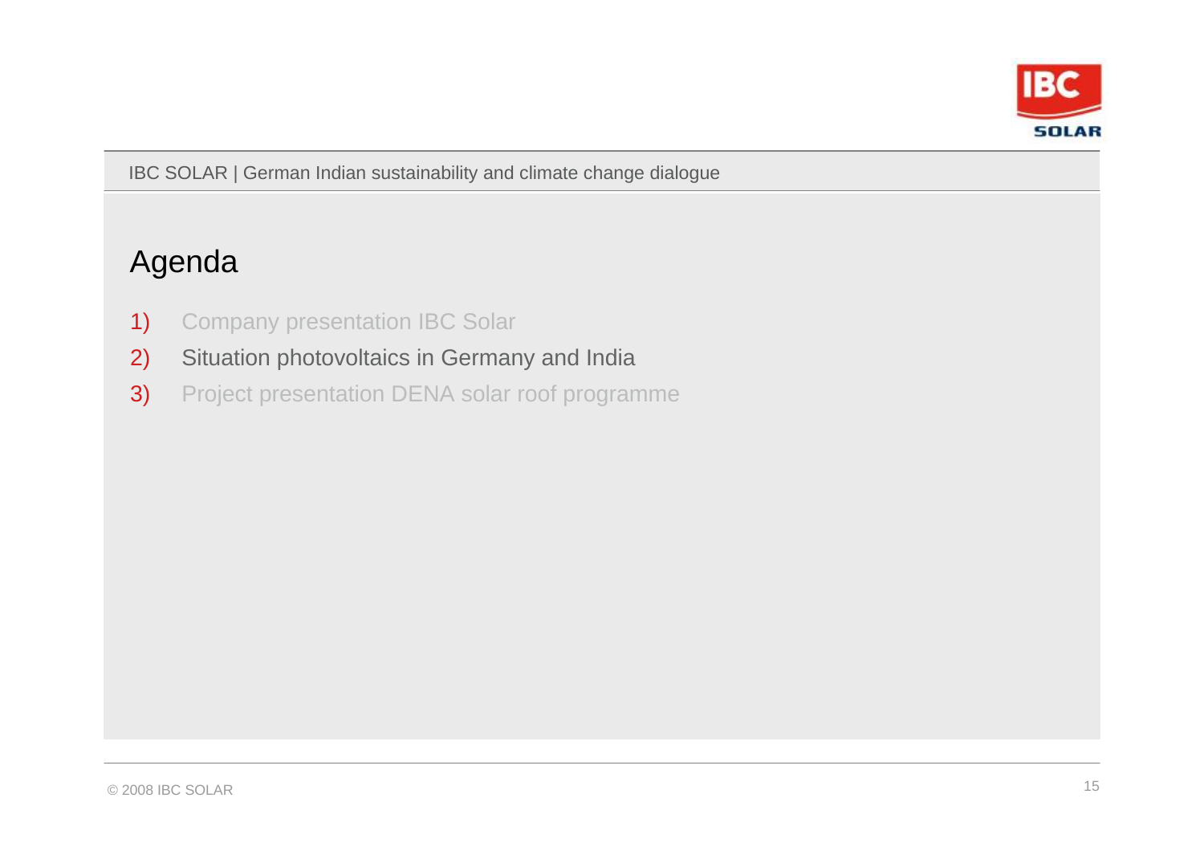# Agenda

1) Company presentation IBC Solar
2) Situation photovoltaics in Germany and India
3) Project presentation DENA solar roof programme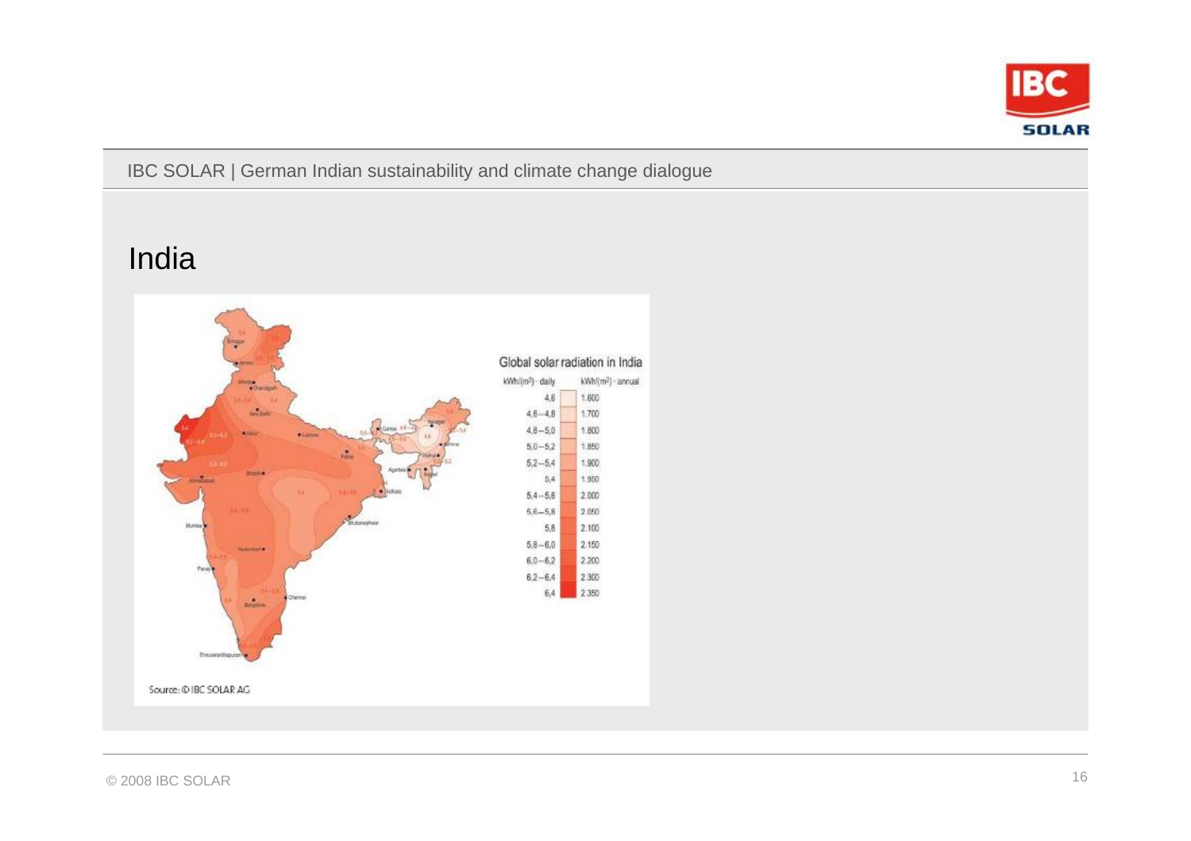# India

Global solar radiation in India

| kWh/(m²) · daily | kWh/(m²) · annual |
|---|---|
| 4,6 | 1.600 |
| 4,6 – 4,8 | 1.700 |
| 4,8 – 5,0 | 1.800 |
| 5,0 – 5,2 | 1.850 |
| 5,2 – 5,4 | 1.900 |
| 5,4 | 1.950 |
| 5,4 – 5,6 | 2.000 |
| 5,6 – 5,8 | 2.050 |
| 5,8 | 2.100 |
| 5,8 – 6,0 | 2.150 |
| 6,0 – 6,2 | 2.200 |
| 6,2 – 6,4 | 2.300 |
| 6,4 | 2.350 |

Source: © IBC SOLAR AG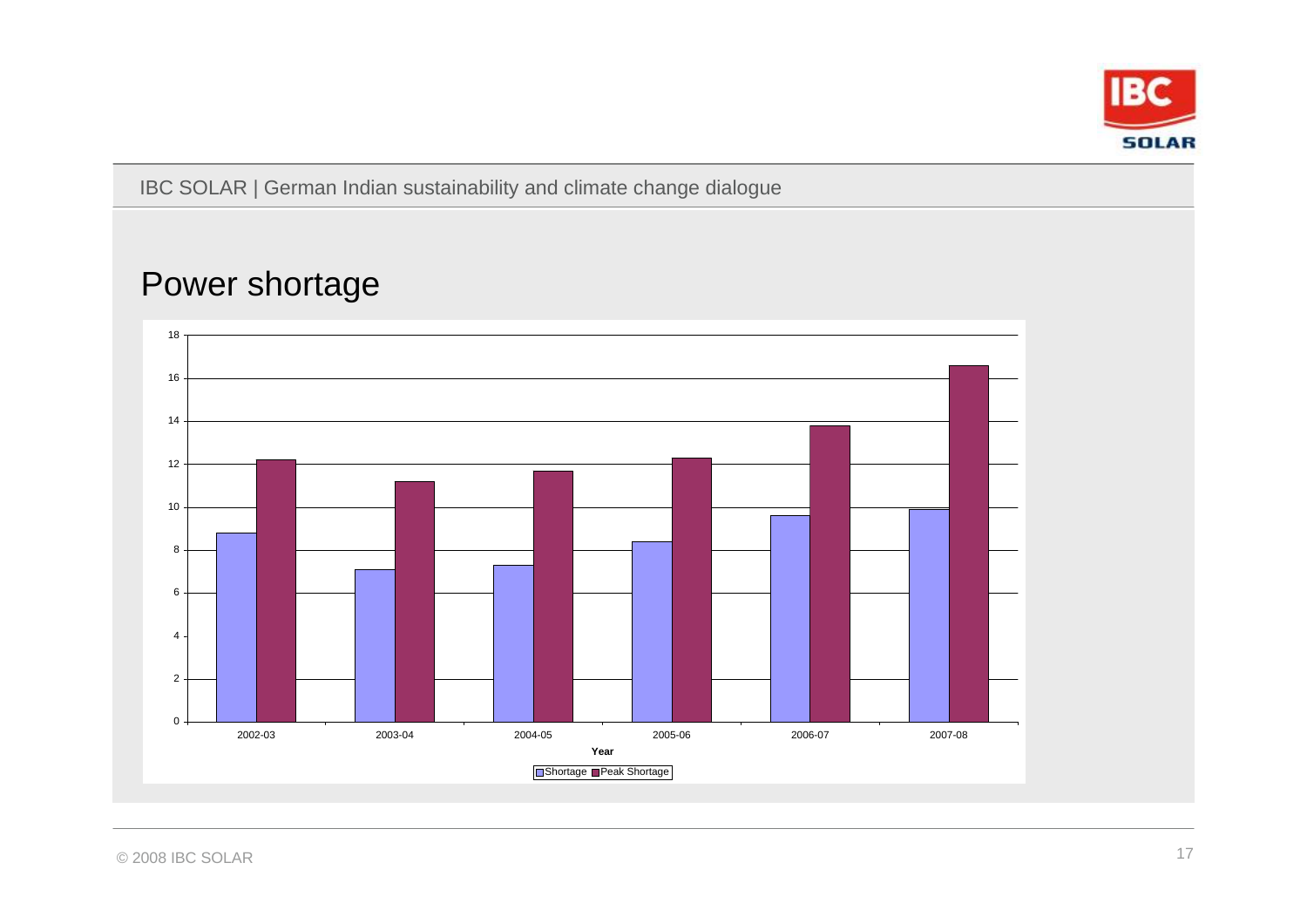# Power shortage

| Year | Shortage | Peak Shortage |
|---|---|---|
| 2002-03 | 8.8 | 12.2 |
| 2003-04 | 7.1 | 11.2 |
| 2004-05 | 7.3 | 11.7 |
| 2005-06 | 8.4 | 12.3 |
| 2006-07 | 9.6 | 13.8 |
| 2007-08 | 9.9 | 16.6 |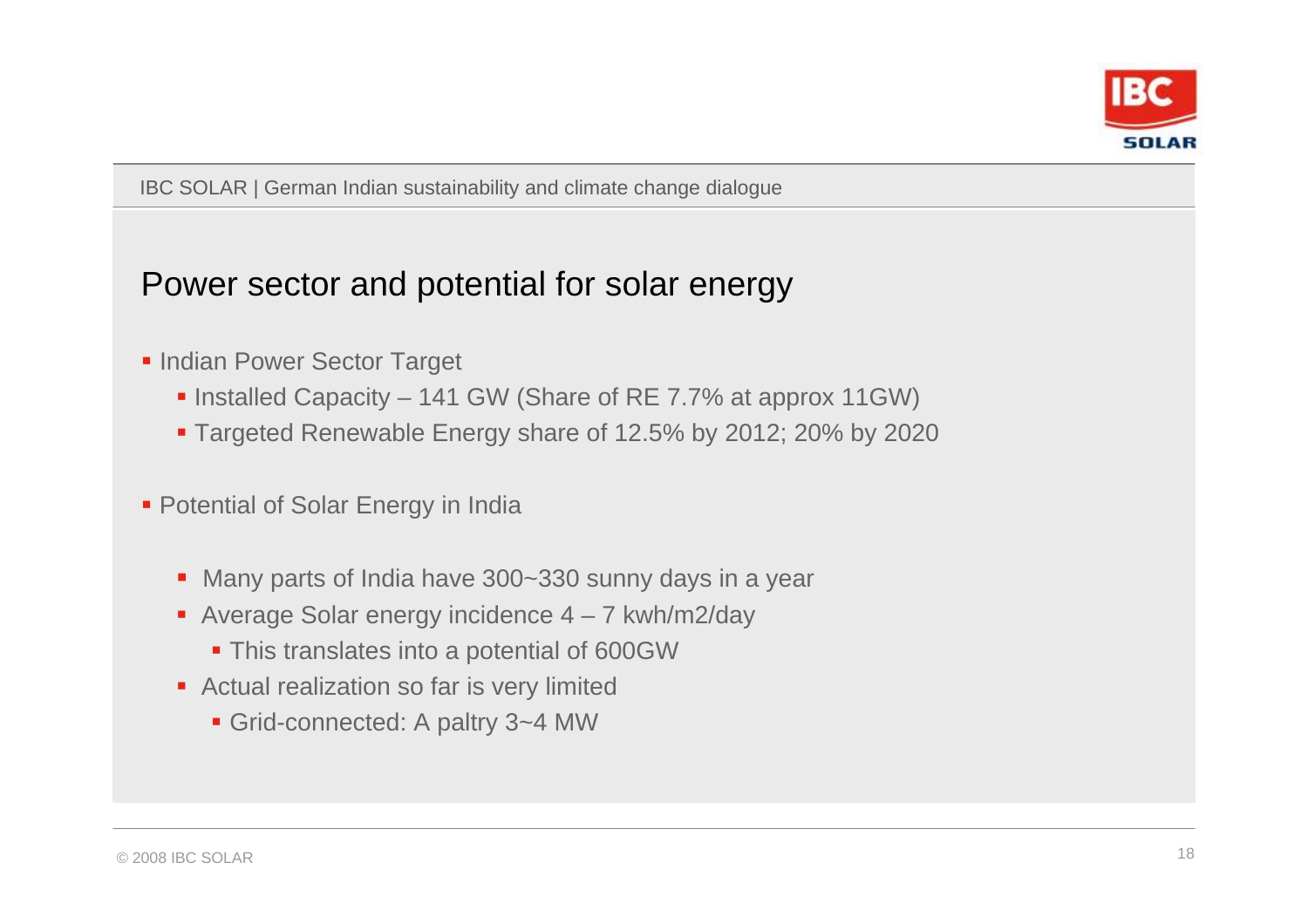## Power sector and potential for solar energy

- Indian Power Sector Target
  - Installed Capacity – 141 GW (Share of RE 7.7% at approx 11GW)
  - Targeted Renewable Energy share of 12.5% by 2012; 20% by 2020

- Potential of Solar Energy in India
  - Many parts of India have 300~330 sunny days in a year
  - Average Solar energy incidence 4 – 7 kwh/m2/day
    - This translates into a potential of 600GW
  - Actual realization so far is very limited
    - Grid-connected: A paltry 3~4 MW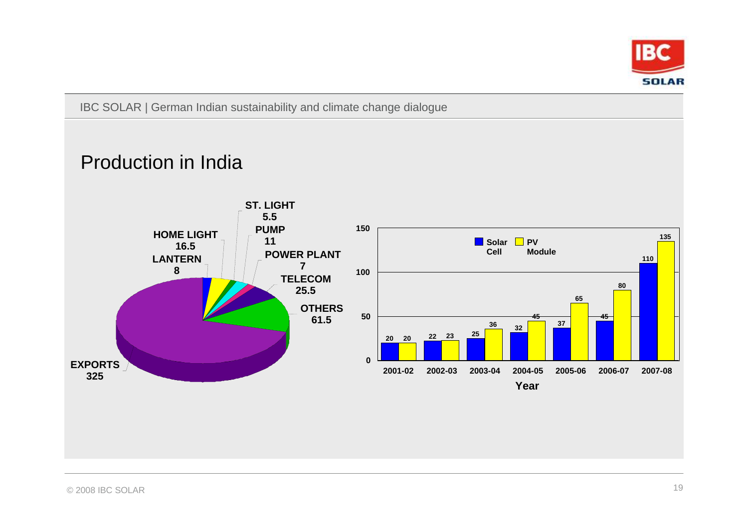## Production in India

EXPORTS 325
OTHERS 61.5
TELECOM 25.5
POWER PLANT 7
PUMP 11
ST. LIGHT 5.5
HOME LIGHT 16.5
LANTERN 8

| Year | Solar Cell | PV Module |
| --- | --- | --- |
| 2001-02 | 20 | 20 |
| 2002-03 | 22 | 23 |
| 2003-04 | 25 | 36 |
| 2004-05 | 32 | 45 |
| 2005-06 | 37 | 65 |
| 2006-07 | 45 | 80 |
| 2007-08 | 110 | 135 |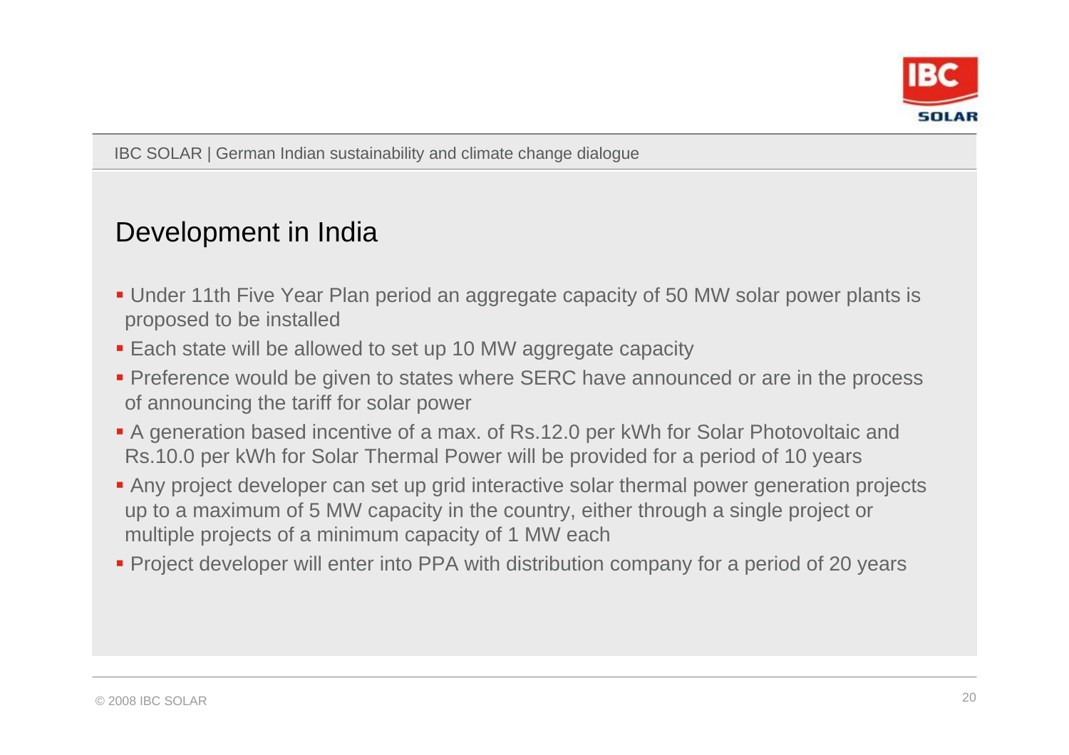## Development in India

- Under 11th Five Year Plan period an aggregate capacity of 50 MW solar power plants is proposed to be installed
- Each state will be allowed to set up 10 MW aggregate capacity
- Preference would be given to states where SERC have announced or are in the process of announcing the tariff for solar power
- A generation based incentive of a max. of Rs.12.0 per kWh for Solar Photovoltaic and Rs.10.0 per kWh for Solar Thermal Power will be provided for a period of 10 years
- Any project developer can set up grid interactive solar thermal power generation projects up to a maximum of 5 MW capacity in the country, either through a single project or multiple projects of a minimum capacity of 1 MW each
- Project developer will enter into PPA with distribution company for a period of 20 years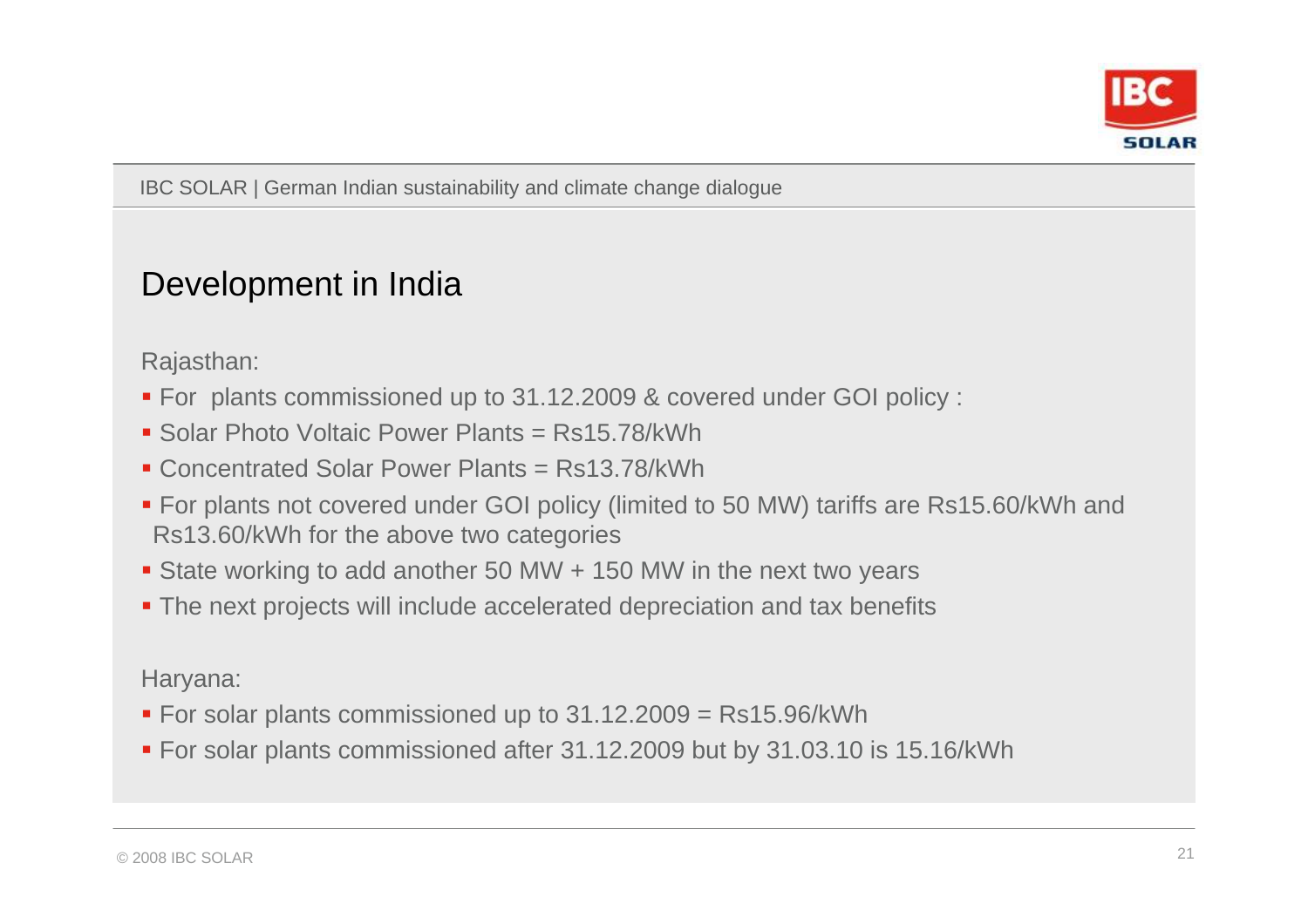## Development in India

Rajasthan:

- For plants commissioned up to 31.12.2009 & covered under GOI policy :
- Solar Photo Voltaic Power Plants = Rs15.78/kWh
- Concentrated Solar Power Plants = Rs13.78/kWh
- For plants not covered under GOI policy (limited to 50 MW) tariffs are Rs15.60/kWh and Rs13.60/kWh for the above two categories
- State working to add another 50 MW + 150 MW in the next two years
- The next projects will include accelerated depreciation and tax benefits

Haryana:

- For solar plants commissioned up to 31.12.2009 = Rs15.96/kWh
- For solar plants commissioned after 31.12.2009 but by 31.03.10 is 15.16/kWh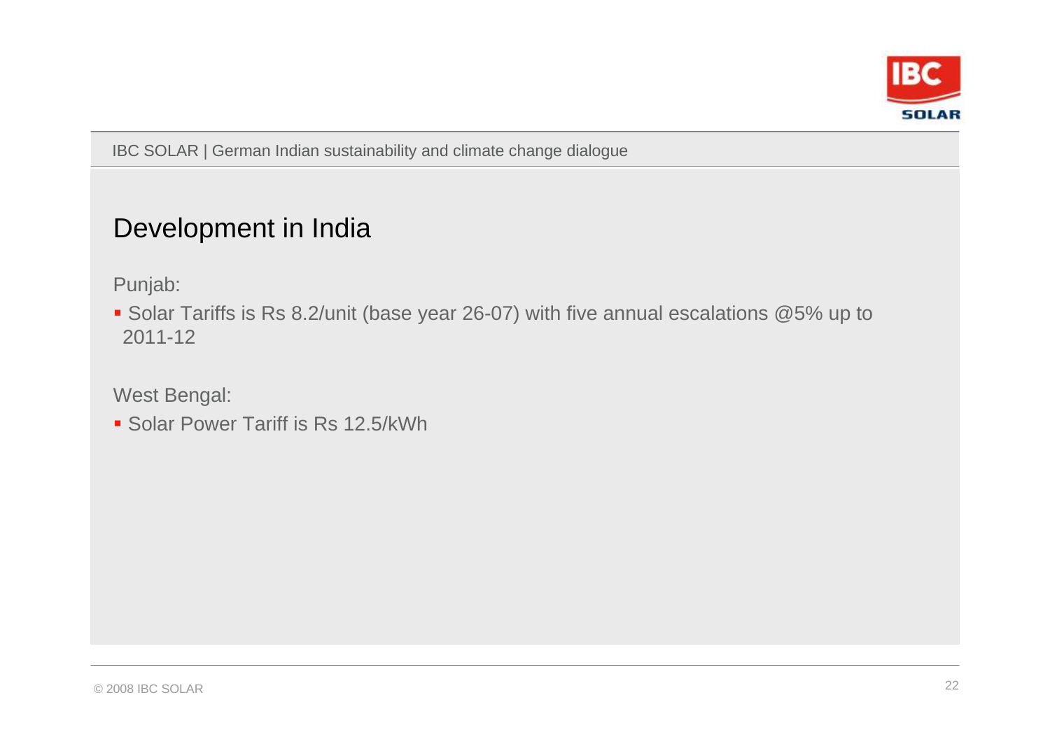# Development in India

Punjab:

- Solar Tariffs is Rs 8.2/unit (base year 26-07) with five annual escalations @5% up to 2011-12

West Bengal:

- Solar Power Tariff is Rs 12.5/kWh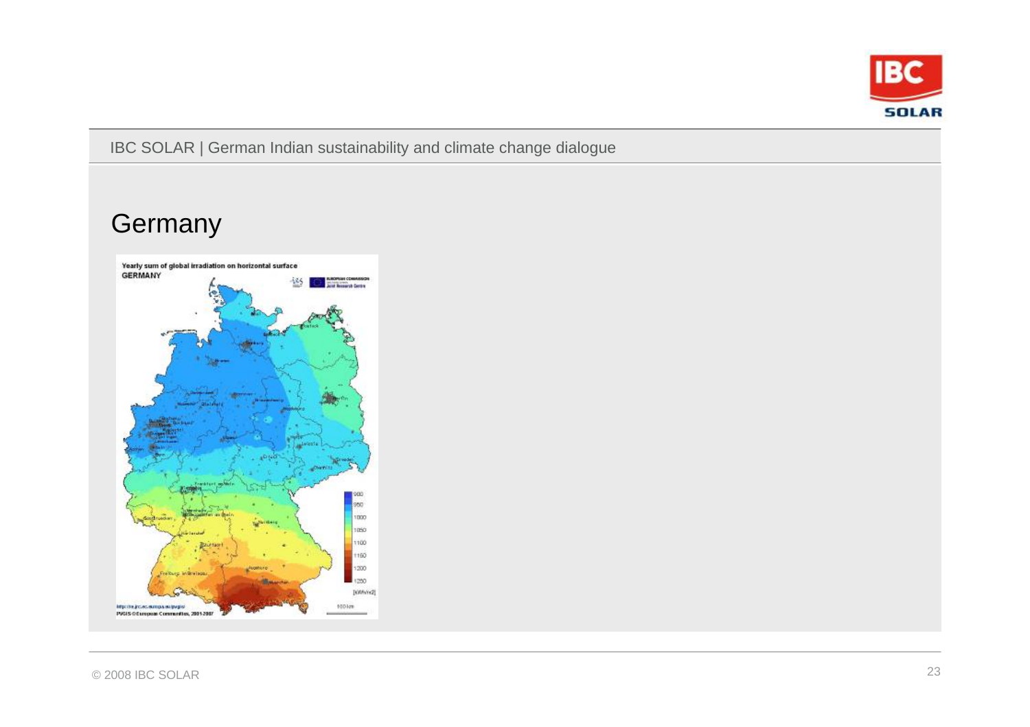# Germany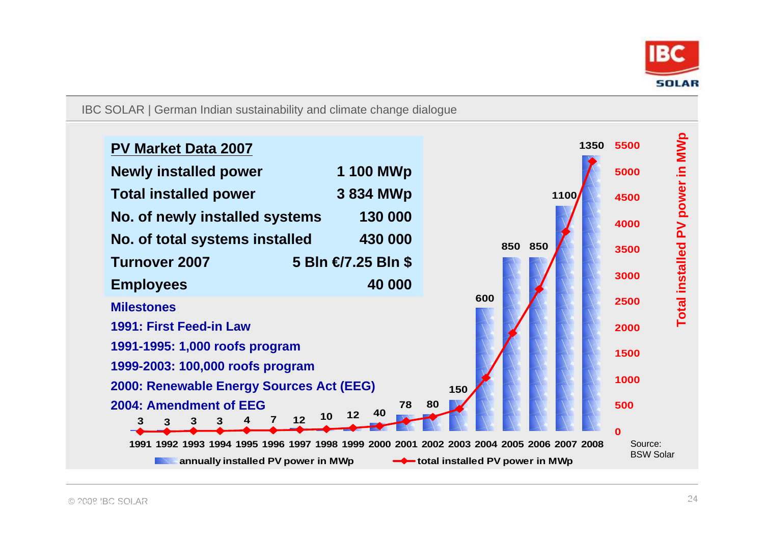IBC SOLAR | German Indian sustainability and climate change dialogue

**PV Market Data 2007**

| | |
|---|---|
| **Newly installed power** | **1 100 MWp** |
| **Total installed power** | **3 834 MWp** |
| **No. of newly installed systems** | **130 000** |
| **No. of total systems installed** | **430 000** |
| **Turnover 2007** | **5 Bln €/7.25 Bln $** |
| **Employees** | **40 000** |

**Milestones**

**1991: First Feed-in Law**

**1991-1995: 1,000 roofs program**

**1999-2003: 100,000 roofs program**

**2000: Renewable Energy Sources Act (EEG)**

**2004: Amendment of EEG**

| Year | 1991 | 1992 | 1993 | 1994 | 1995 | 1996 | 1997 | 1998 | 1999 | 2000 | 2001 | 2002 | 2003 | 2004 | 2005 | 2006 | 2007 | 2008 |
|---|---|---|---|---|---|---|---|---|---|---|---|---|---|---|---|---|---|---|
| annually installed PV power in MWp | 3 | 3 | 3 | 3 | 4 | 7 | 12 | 10 | 12 | 40 | 78 | 80 | 150 | 600 | 850 | 850 | 1100 | 1350 |

Legend: annually installed PV power in MWp; total installed PV power in MWp

Right axis: Total installed PV power in MWp (0–5500)

Source: BSW Solar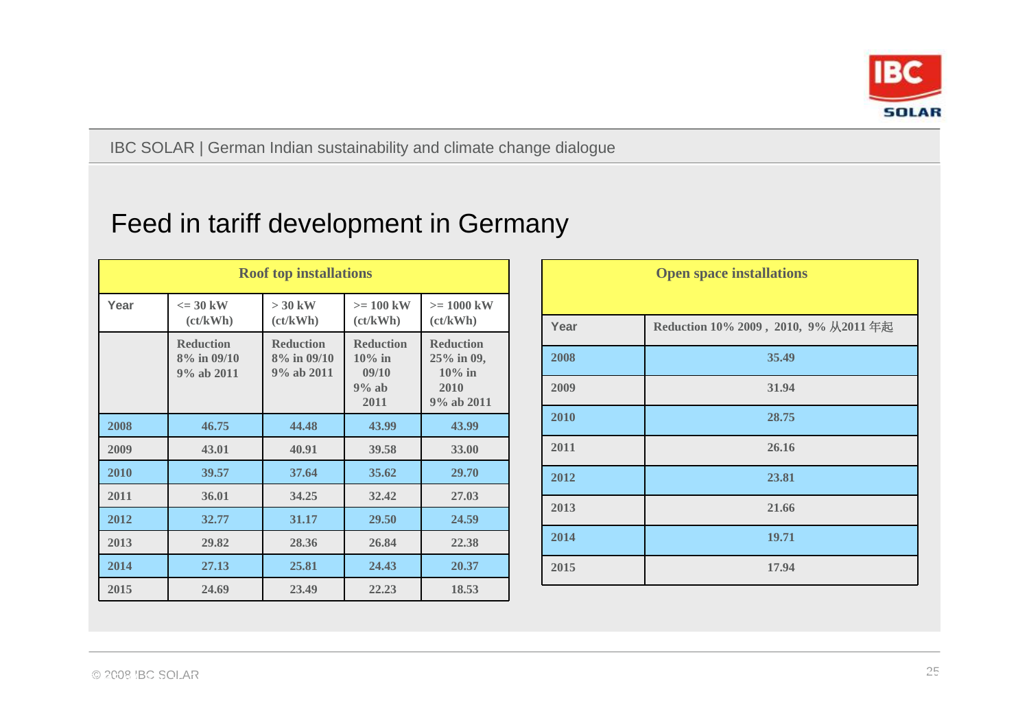# Feed in tariff development in Germany

| Roof top installations | | | | |
|---|---|---|---|---|
| Year | <= 30 kW (ct/kWh) | > 30 kW (ct/kWh) | >= 100 kW (ct/kWh) | >= 1000 kW (ct/kWh) |
| | Reduction 8% in 09/10 9% ab 2011 | Reduction 8% in 09/10 9% ab 2011 | Reduction 10% in 09/10 9% ab 2011 | Reduction 25% in 09, 10% in 2010 9% ab 2011 |
| 2008 | 46.75 | 44.48 | 43.99 | 43.99 |
| 2009 | 43.01 | 40.91 | 39.58 | 33.00 |
| 2010 | 39.57 | 37.64 | 35.62 | 29.70 |
| 2011 | 36.01 | 34.25 | 32.42 | 27.03 |
| 2012 | 32.77 | 31.17 | 29.50 | 24.59 |
| 2013 | 29.82 | 28.36 | 26.84 | 22.38 |
| 2014 | 27.13 | 25.81 | 24.43 | 20.37 |
| 2015 | 24.69 | 23.49 | 22.23 | 18.53 |

| Open space installations | |
|---|---|
| Year | Reduction 10% 2009 , 2010, 9% 从2011 年起 |
| 2008 | 35.49 |
| 2009 | 31.94 |
| 2010 | 28.75 |
| 2011 | 26.16 |
| 2012 | 23.81 |
| 2013 | 21.66 |
| 2014 | 19.71 |
| 2015 | 17.94 |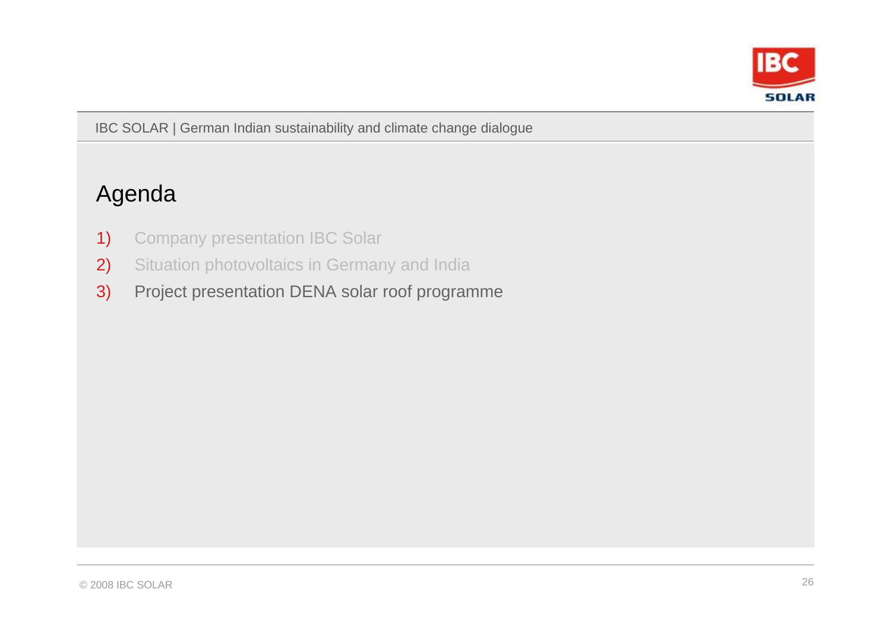# Agenda

1) Company presentation IBC Solar
2) Situation photovoltaics in Germany and India
3) Project presentation DENA solar roof programme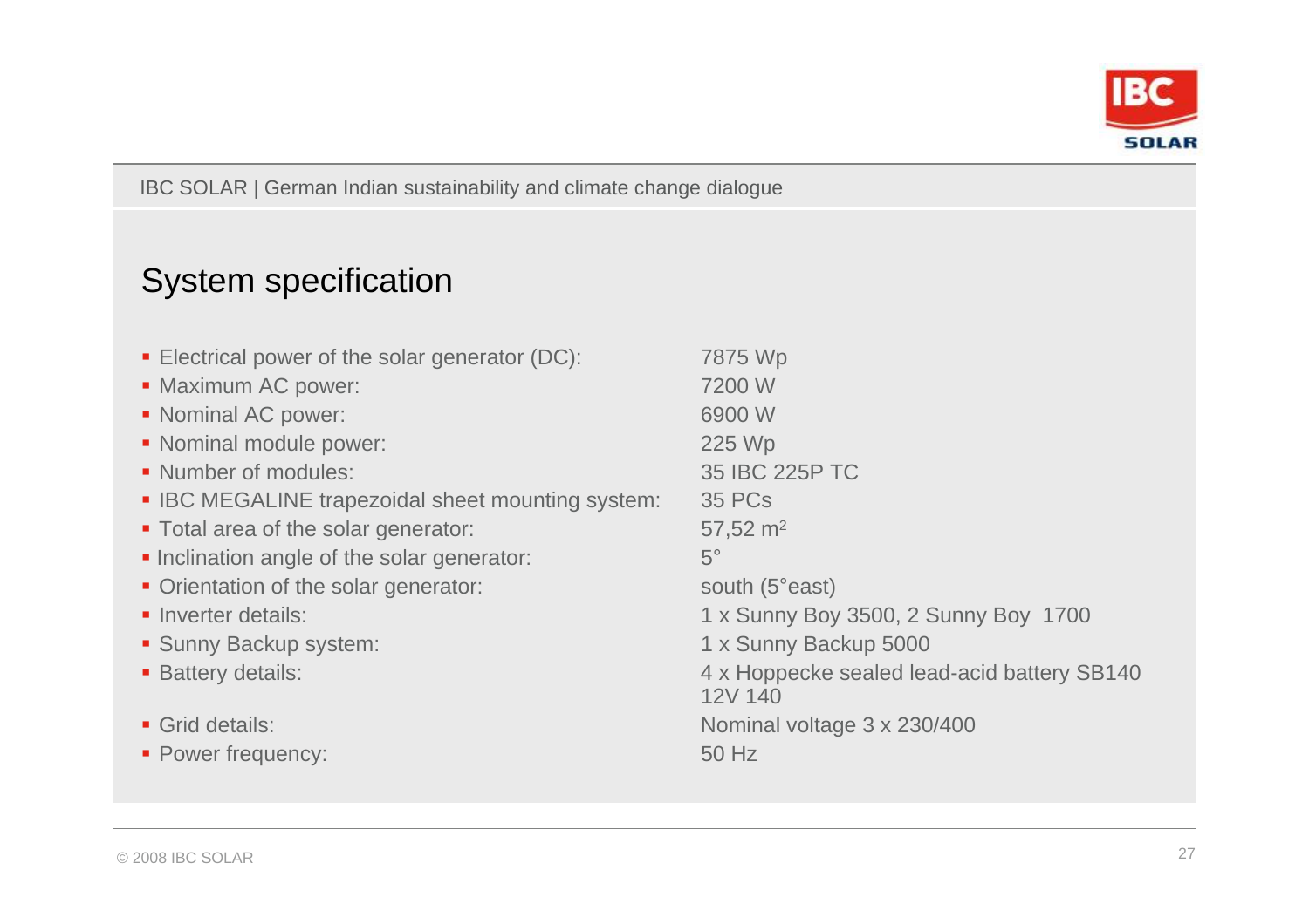# System specification

- Electrical power of the solar generator (DC): 7875 Wp
- Maximum AC power: 7200 W
- Nominal AC power: 6900 W
- Nominal module power: 225 Wp
- Number of modules: 35 IBC 225P TC
- IBC MEGALINE trapezoidal sheet mounting system: 35 PCs
- Total area of the solar generator: 57,52 $m^2$
- Inclination angle of the solar generator: 5°
- Orientation of the solar generator: south (5°east)
- Inverter details: 1 x Sunny Boy 3500, 2 Sunny Boy 1700
- Sunny Backup system: 1 x Sunny Backup 5000
- Battery details: 4 x Hoppecke sealed lead-acid battery SB140 12V 140
- Grid details: Nominal voltage 3 x 230/400
- Power frequency: 50 Hz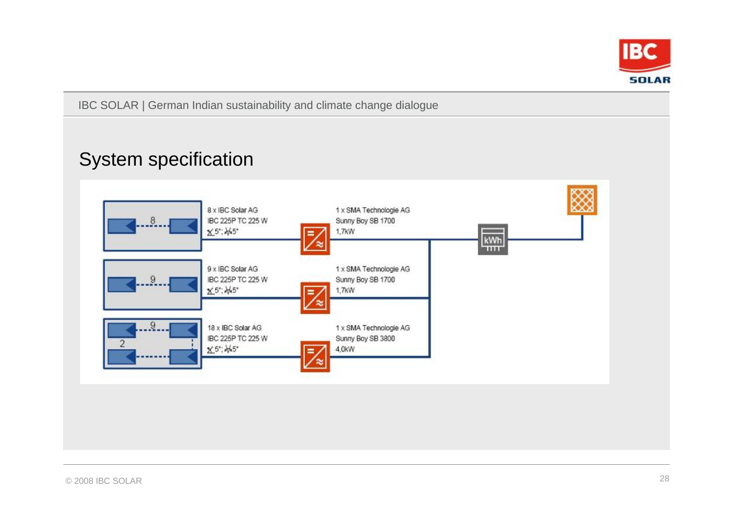# System specification

8 x IBC Solar AG
IBC 225P TC 225 W
5°; 45°

1 x SMA Technologie AG
Sunny Boy SB 1700
1,7KW

9 x IBC Solar AG
IBC 225P TC 225 W
5°; 45°

1 x SMA Technologie AG
Sunny Boy SB 1700
1,7KW

18 x IBC Solar AG
IBC 225P TC 225 W
5°; 45°

1 x SMA Technologie AG
Sunny Boy SB 3800
4,0KW

kWh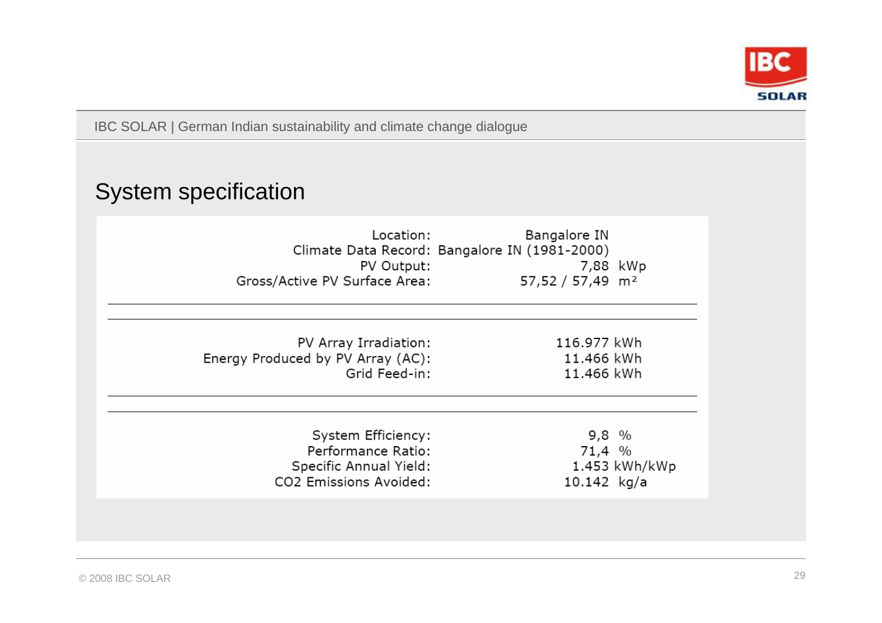# System specification

| | |
|---|---|
| Location: | Bangalore IN |
| Climate Data Record: | Bangalore IN (1981-2000) |
| PV Output: | 7,88 kWp |
| Gross/Active PV Surface Area: | 57,52 / 57,49 m² |

| | |
|---|---|
| PV Array Irradiation: | 116.977 kWh |
| Energy Produced by PV Array (AC): | 11.466 kWh |
| Grid Feed-in: | 11.466 kWh |

| | |
|---|---|
| System Efficiency: | 9,8 % |
| Performance Ratio: | 71,4 % |
| Specific Annual Yield: | 1.453 kWh/kWp |
| CO2 Emissions Avoided: | 10.142 kg/a |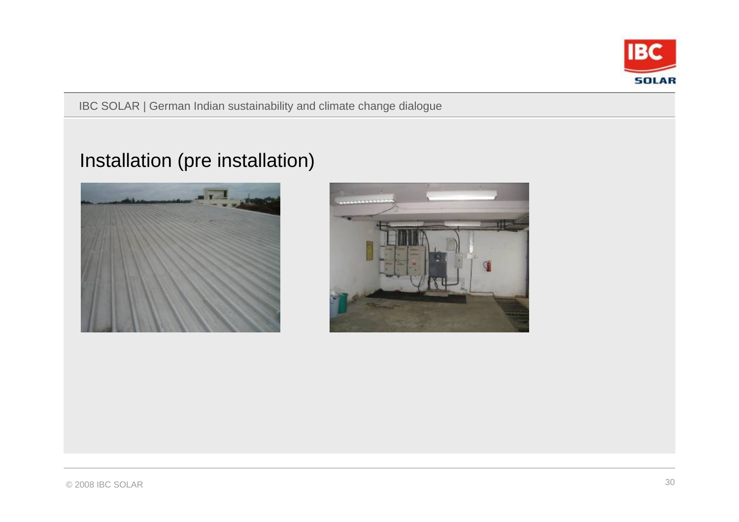## Installation (pre installation)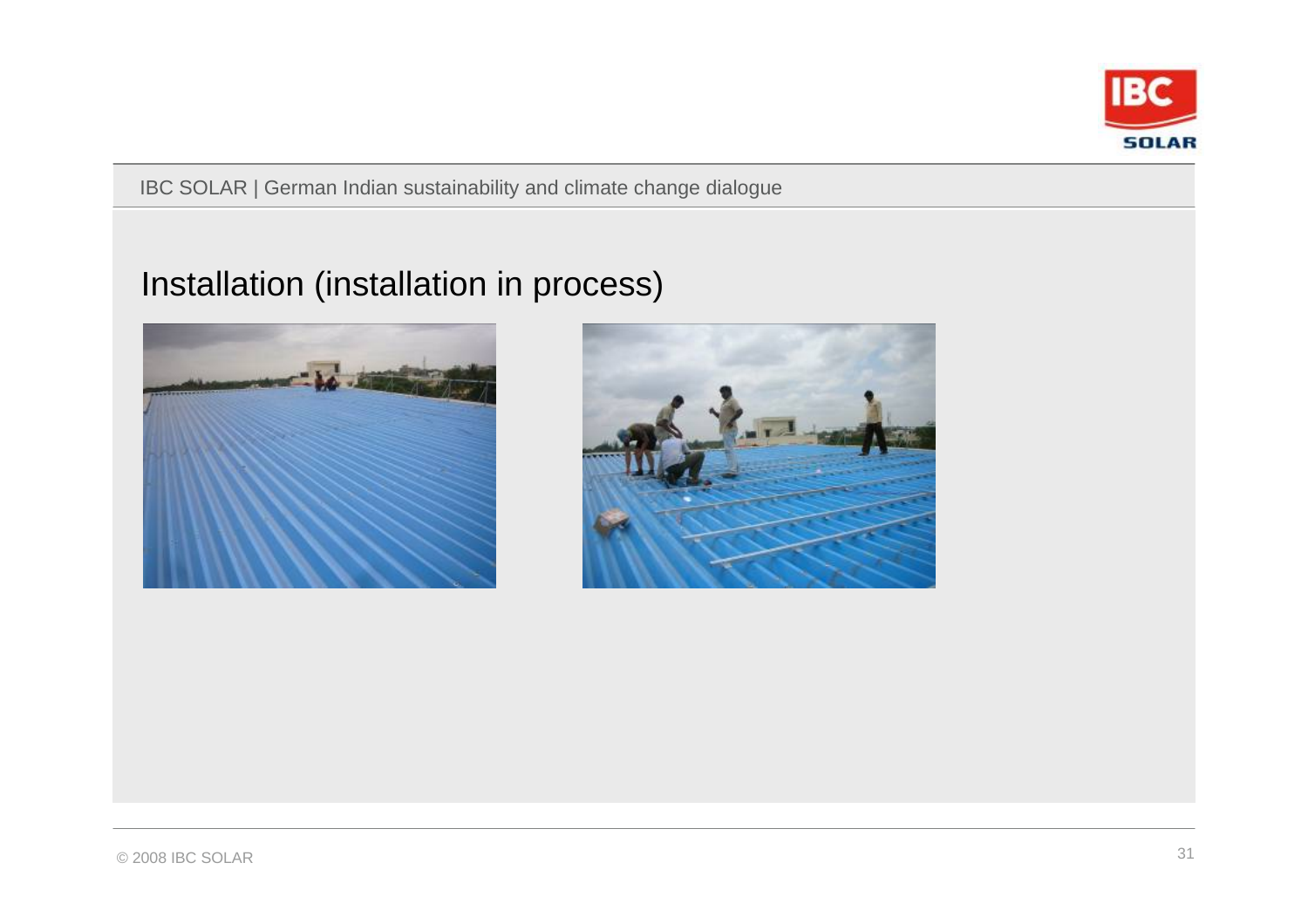# Installation (installation in process)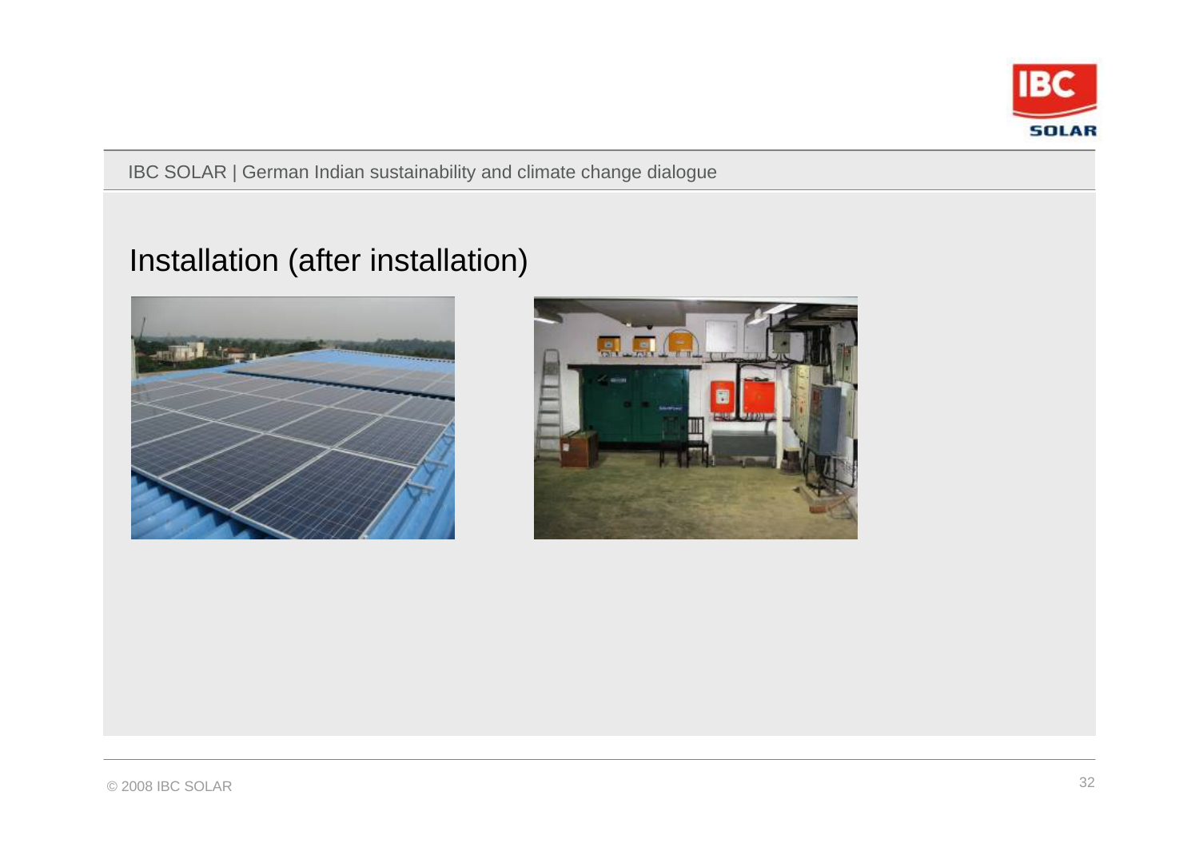# Installation (after installation)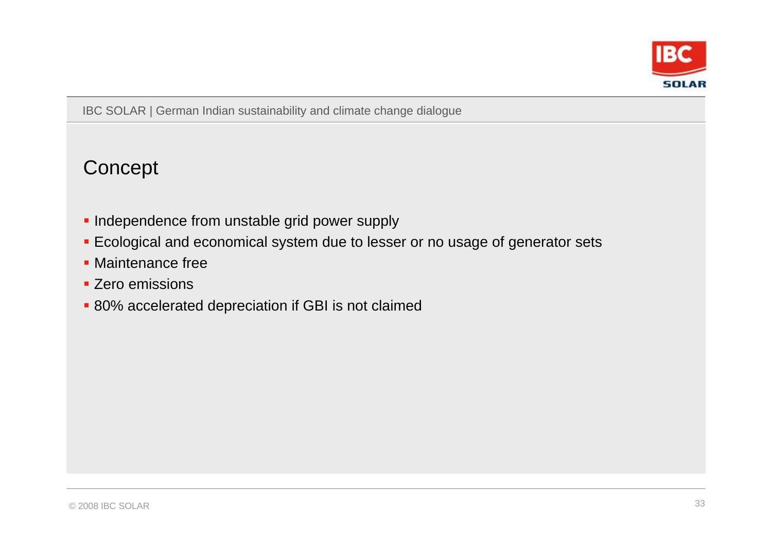## Concept

- Independence from unstable grid power supply
- Ecological and economical system due to lesser or no usage of generator sets
- Maintenance free
- Zero emissions
- 80% accelerated depreciation if GBI is not claimed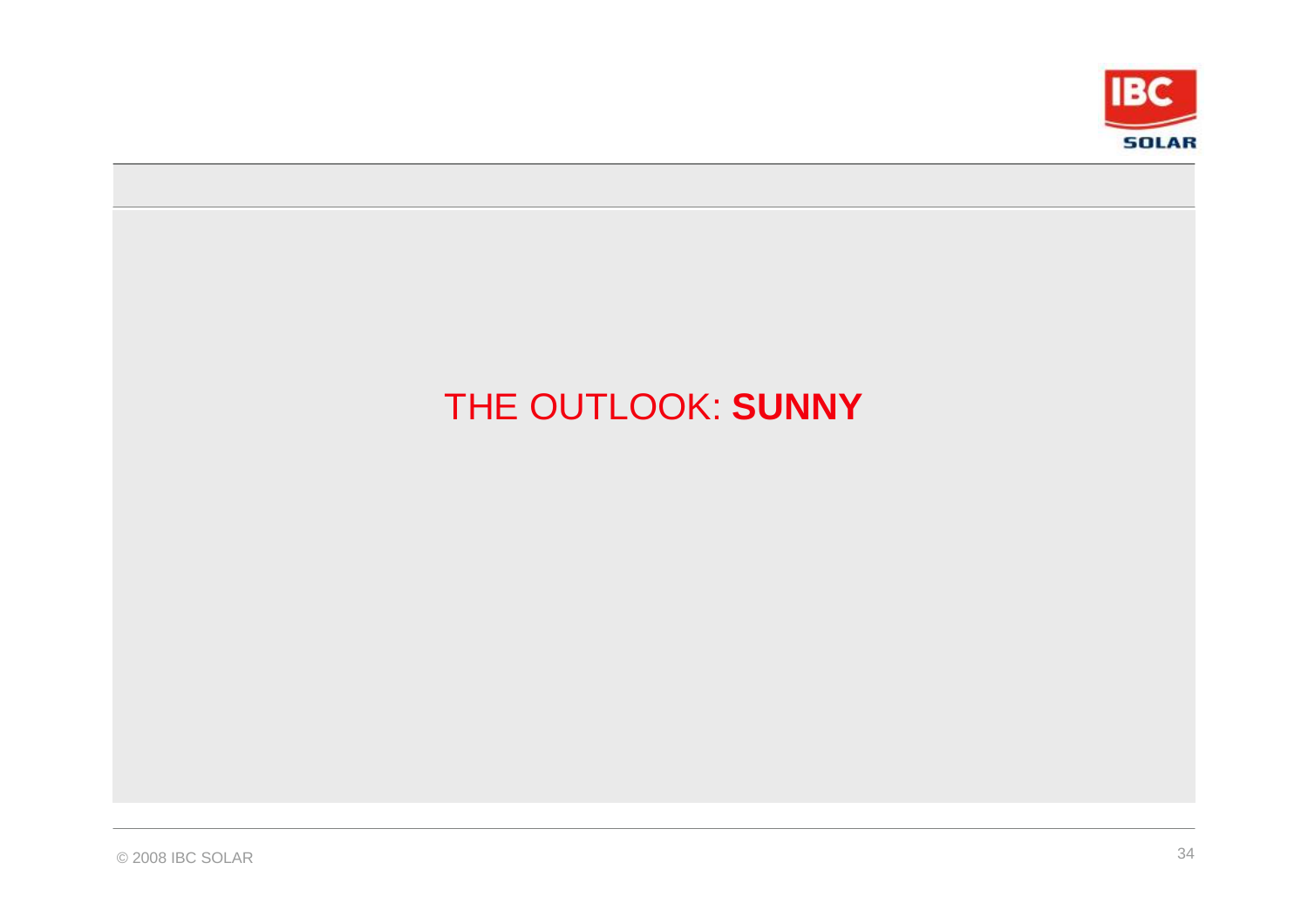# THE OUTLOOK: **SUNNY**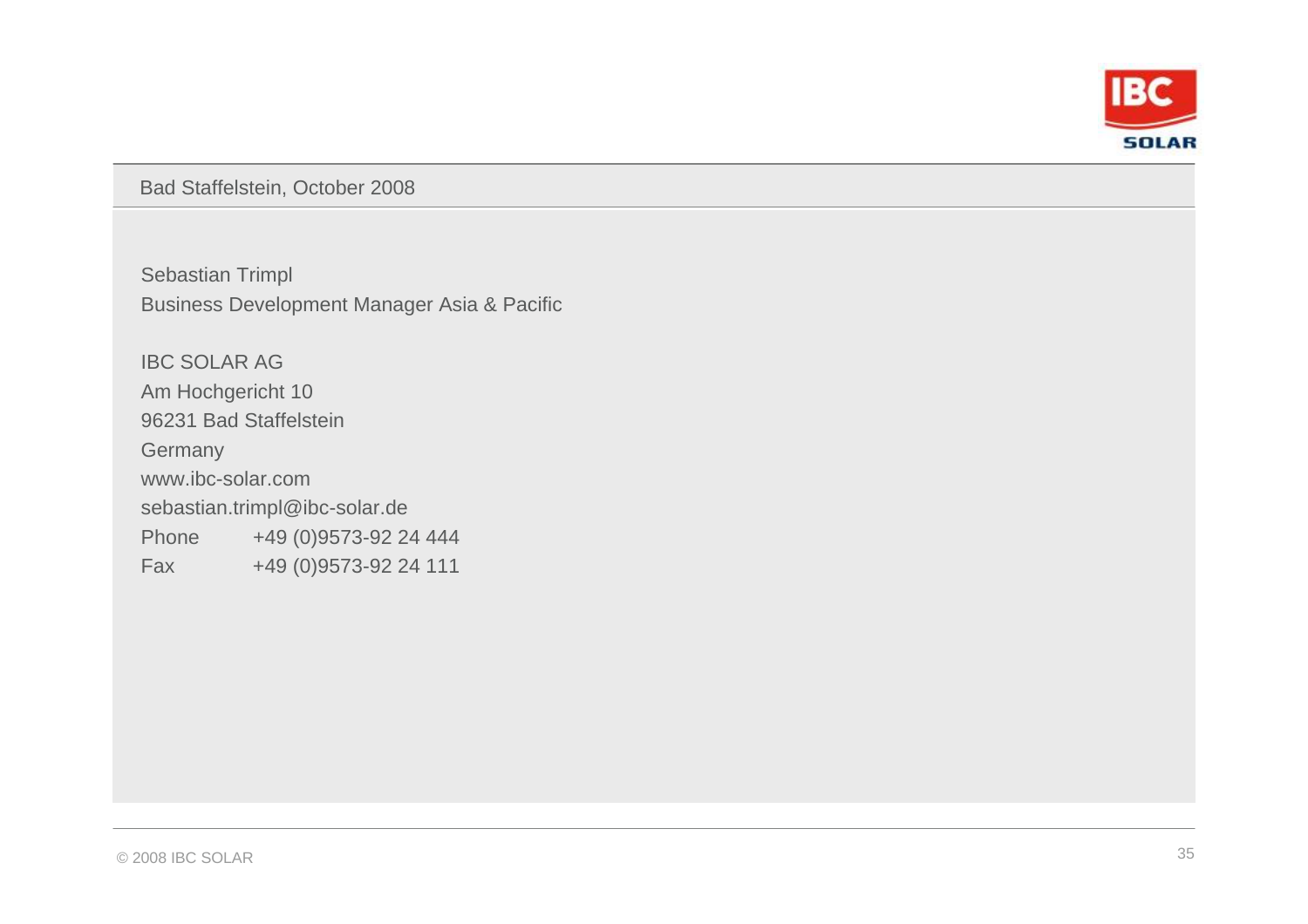Bad Staffelstein, October 2008

Sebastian Trimpl
Business Development Manager Asia & Pacific

IBC SOLAR AG
Am Hochgericht 10
96231 Bad Staffelstein
Germany
www.ibc-solar.com
sebastian.trimpl@ibc-solar.de

| | |
|---|---|
| Phone | +49 (0)9573-92 24 444 |
| Fax | +49 (0)9573-92 24 111 |

© 2008 IBC SOLAR